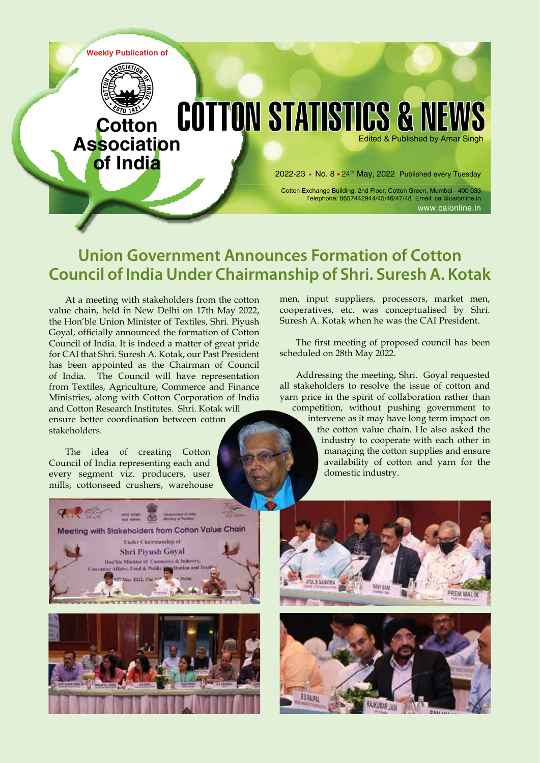Weekly Publication of

**Cotton Association of India**

# COTTON STATISTICS & NEWS

Edited & Published by Amar Singh

2022-23 • No. 8 • 24th May, 2022 Published every Tuesday

Cotton Exchange Building, 2nd Floor, Cotton Green, Mumbai - 400 033
Telephone: 8657442944/45/46/47/48 Email: cai@caionline.in
www.caionline.in

## Union Government Announces Formation of Cotton Council of India Under Chairmanship of Shri. Suresh A. Kotak

At a meeting with stakeholders from the cotton value chain, held in New Delhi on 17th May 2022, the Hon'ble Union Minister of Textiles, Shri. Piyush Goyal, officially announced the formation of Cotton Council of India. It is indeed a matter of great pride for CAI that Shri. Suresh A. Kotak, our Past President has been appointed as the Chairman of Council of India. The Council will have representation from Textiles, Agriculture, Commerce and Finance Ministries, along with Cotton Corporation of India and Cotton Research Institutes. Shri. Kotak will ensure better coordination between cotton stakeholders.

The idea of creating Cotton Council of India representing each and every segment viz. producers, user mills, cottonseed crushers, warehouse men, input suppliers, processors, market men, cooperatives, etc. was conceptualised by Shri. Suresh A. Kotak when he was the CAI President.

The first meeting of proposed council has been scheduled on 28th May 2022.

Addressing the meeting, Shri. Goyal requested all stakeholders to resolve the issue of cotton and yarn price in the spirit of collaboration rather than competition, without pushing government to intervene as it may have long term impact on the cotton value chain. He also asked the industry to cooperate with each other in managing the cotton supplies and ensure availability of cotton and yarn for the domestic industry.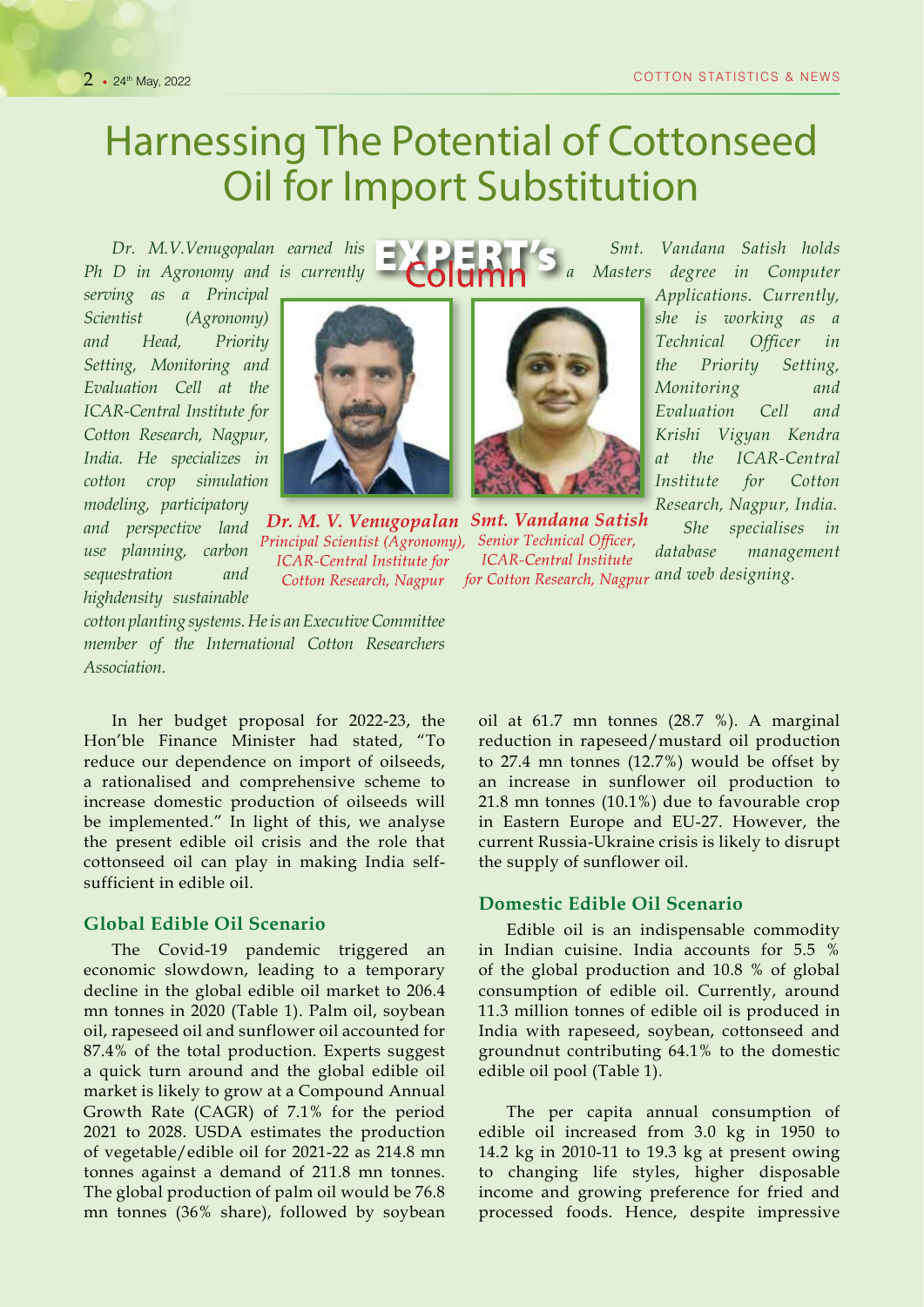# Harnessing The Potential of Cottonseed Oil for Import Substitution

EXPERT's Column

*Dr. M.V.Venugopalan earned his Ph D in Agronomy and is currently serving as a Principal Scientist (Agronomy) and Head, Priority Setting, Monitoring and Evaluation Cell at the ICAR-Central Institute for Cotton Research, Nagpur, India. He specializes in cotton crop simulation modeling, participatory and perspective land use planning, carbon sequestration and highdensity sustainable cotton planting systems. He is an Executive Committee member of the International Cotton Researchers Association.*

***Dr. M. V. Venugopalan***
*Principal Scientist (Agronomy), ICAR-Central Institute for Cotton Research, Nagpur*

***Smt. Vandana Satish***
*Senior Technical Officer, ICAR-Central Institute for Cotton Research, Nagpur*

*Smt. Vandana Satish holds a Masters degree in Computer Applications. Currently, she is working as a Technical Officer in the Priority Setting, Monitoring and Evaluation Cell and Krishi Vigyan Kendra at the ICAR-Central Institute for Cotton Research, Nagpur, India. She specialises in database management and web designing.*

In her budget proposal for 2022-23, the Hon'ble Finance Minister had stated, "To reduce our dependence on import of oilseeds, a rationalised and comprehensive scheme to increase domestic production of oilseeds will be implemented." In light of this, we analyse the present edible oil crisis and the role that cottonseed oil can play in making India self-sufficient in edible oil.

## Global Edible Oil Scenario

The Covid-19 pandemic triggered an economic slowdown, leading to a temporary decline in the global edible oil market to 206.4 mn tonnes in 2020 (Table 1). Palm oil, soybean oil, rapeseed oil and sunflower oil accounted for 87.4% of the total production. Experts suggest a quick turn around and the global edible oil market is likely to grow at a Compound Annual Growth Rate (CAGR) of 7.1% for the period 2021 to 2028. USDA estimates the production of vegetable/edible oil for 2021-22 as 214.8 mn tonnes against a demand of 211.8 mn tonnes. The global production of palm oil would be 76.8 mn tonnes (36% share), followed by soybean oil at 61.7 mn tonnes (28.7 %). A marginal reduction in rapeseed/mustard oil production to 27.4 mn tonnes (12.7%) would be offset by an increase in sunflower oil production to 21.8 mn tonnes (10.1%) due to favourable crop in Eastern Europe and EU-27. However, the current Russia-Ukraine crisis is likely to disrupt the supply of sunflower oil.

## Domestic Edible Oil Scenario

Edible oil is an indispensable commodity in Indian cuisine. India accounts for 5.5 % of the global production and 10.8 % of global consumption of edible oil. Currently, around 11.3 million tonnes of edible oil is produced in India with rapeseed, soybean, cottonseed and groundnut contributing 64.1% to the domestic edible oil pool (Table 1).

The per capita annual consumption of edible oil increased from 3.0 kg in 1950 to 14.2 kg in 2010-11 to 19.3 kg at present owing to changing life styles, higher disposable income and growing preference for fried and processed foods. Hence, despite impressive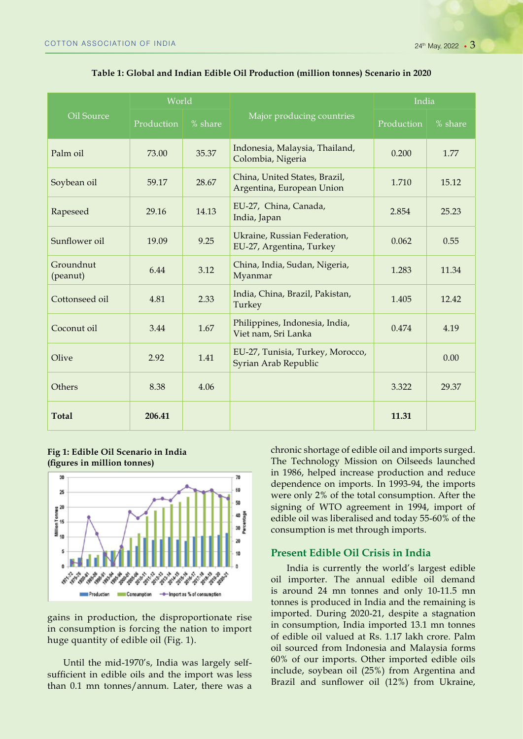**Table 1: Global and Indian Edible Oil Production (million tonnes) Scenario in 2020**

| Oil Source | World | | Major producing countries | India | |
|---|---|---|---|---|---|
| | Production | % share | | Production | % share |
| Palm oil | 73.00 | 35.37 | Indonesia, Malaysia, Thailand, Colombia, Nigeria | 0.200 | 1.77 |
| Soybean oil | 59.17 | 28.67 | China, United States, Brazil, Argentina, European Union | 1.710 | 15.12 |
| Rapeseed | 29.16 | 14.13 | EU-27, China, Canada, India, Japan | 2.854 | 25.23 |
| Sunflower oil | 19.09 | 9.25 | Ukraine, Russian Federation, EU-27, Argentina, Turkey | 0.062 | 0.55 |
| Groundnut (peanut) | 6.44 | 3.12 | China, India, Sudan, Nigeria, Myanmar | 1.283 | 11.34 |
| Cottonseed oil | 4.81 | 2.33 | India, China, Brazil, Pakistan, Turkey | 1.405 | 12.42 |
| Coconut oil | 3.44 | 1.67 | Philippines, Indonesia, India, Viet nam, Sri Lanka | 0.474 | 4.19 |
| Olive | 2.92 | 1.41 | EU-27, Tunisia, Turkey, Morocco, Syrian Arab Republic | | 0.00 |
| Others | 8.38 | 4.06 | | 3.322 | 29.37 |
| **Total** | **206.41** | | | **11.31** | |

**Fig 1: Edible Oil Scenario in India (figures in million tonnes)**

gains in production, the disproportionate rise in consumption is forcing the nation to import huge quantity of edible oil (Fig. 1).

Until the mid-1970's, India was largely self-sufficient in edible oils and the import was less than 0.1 mn tonnes/annum. Later, there was a chronic shortage of edible oil and imports surged. The Technology Mission on Oilseeds launched in 1986, helped increase production and reduce dependence on imports. In 1993-94, the imports were only 2% of the total consumption. After the signing of WTO agreement in 1994, import of edible oil was liberalised and today 55-60% of the consumption is met through imports.

## Present Edible Oil Crisis in India

India is currently the world's largest edible oil importer. The annual edible oil demand is around 24 mn tonnes and only 10-11.5 mn tonnes is produced in India and the remaining is imported. During 2020-21, despite a stagnation in consumption, India imported 13.1 mn tonnes of edible oil valued at Rs. 1.17 lakh crore. Palm oil sourced from Indonesia and Malaysia forms 60% of our imports. Other imported edible oils include, soybean oil (25%) from Argentina and Brazil and sunflower oil (12%) from Ukraine,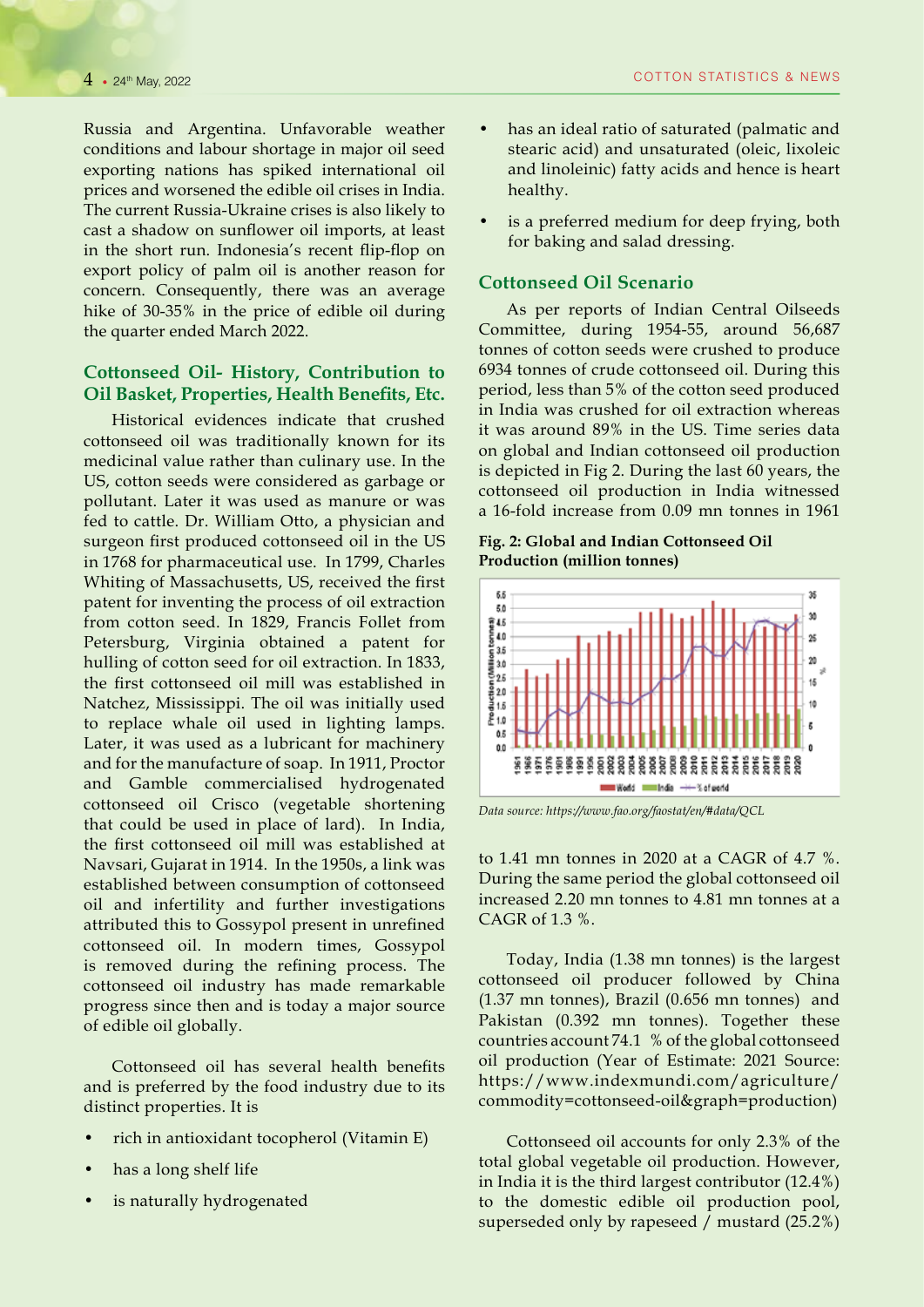Russia and Argentina. Unfavorable weather conditions and labour shortage in major oil seed exporting nations has spiked international oil prices and worsened the edible oil crises in India. The current Russia-Ukraine crises is also likely to cast a shadow on sunflower oil imports, at least in the short run. Indonesia's recent flip-flop on export policy of palm oil is another reason for concern. Consequently, there was an average hike of 30-35% in the price of edible oil during the quarter ended March 2022.

## Cottonseed Oil- History, Contribution to Oil Basket, Properties, Health Benefits, Etc.

Historical evidences indicate that crushed cottonseed oil was traditionally known for its medicinal value rather than culinary use. In the US, cotton seeds were considered as garbage or pollutant. Later it was used as manure or was fed to cattle. Dr. William Otto, a physician and surgeon first produced cottonseed oil in the US in 1768 for pharmaceutical use. In 1799, Charles Whiting of Massachusetts, US, received the first patent for inventing the process of oil extraction from cotton seed. In 1829, Francis Follet from Petersburg, Virginia obtained a patent for hulling of cotton seed for oil extraction. In 1833, the first cottonseed oil mill was established in Natchez, Mississippi. The oil was initially used to replace whale oil used in lighting lamps. Later, it was used as a lubricant for machinery and for the manufacture of soap. In 1911, Proctor and Gamble commercialised hydrogenated cottonseed oil Crisco (vegetable shortening that could be used in place of lard). In India, the first cottonseed oil mill was established at Navsari, Gujarat in 1914. In the 1950s, a link was established between consumption of cottonseed oil and infertility and further investigations attributed this to Gossypol present in unrefined cottonseed oil. In modern times, Gossypol is removed during the refining process. The cottonseed oil industry has made remarkable progress since then and is today a major source of edible oil globally.

Cottonseed oil has several health benefits and is preferred by the food industry due to its distinct properties. It is

- rich in antioxidant tocopherol (Vitamin E)
- has a long shelf life
- is naturally hydrogenated
- has an ideal ratio of saturated (palmatic and stearic acid) and unsaturated (oleic, lixoleic and linoleinic) fatty acids and hence is heart healthy.
- is a preferred medium for deep frying, both for baking and salad dressing.

## Cottonseed Oil Scenario

As per reports of Indian Central Oilseeds Committee, during 1954-55, around 56,687 tonnes of cotton seeds were crushed to produce 6934 tonnes of crude cottonseed oil. During this period, less than 5% of the cotton seed produced in India was crushed for oil extraction whereas it was around 89% in the US. Time series data on global and Indian cottonseed oil production is depicted in Fig 2. During the last 60 years, the cottonseed oil production in India witnessed a 16-fold increase from 0.09 mn tonnes in 1961 to 1.41 mn tonnes in 2020 at a CAGR of 4.7 %. During the same period the global cottonseed oil increased 2.20 mn tonnes to 4.81 mn tonnes at a CAGR of 1.3 %.

**Fig. 2: Global and Indian Cottonseed Oil Production (million tonnes)**

*Data source: https://www.fao.org/faostat/en/#data/QCL*

Today, India (1.38 mn tonnes) is the largest cottonseed oil producer followed by China (1.37 mn tonnes), Brazil (0.656 mn tonnes) and Pakistan (0.392 mn tonnes). Together these countries account 74.1 % of the global cottonseed oil production (Year of Estimate: 2021 Source: https://www.indexmundi.com/agriculture/commodity=cottonseed-oil&graph=production)

Cottonseed oil accounts for only 2.3% of the total global vegetable oil production. However, in India it is the third largest contributor (12.4%) to the domestic edible oil production pool, superseded only by rapeseed / mustard (25.2%)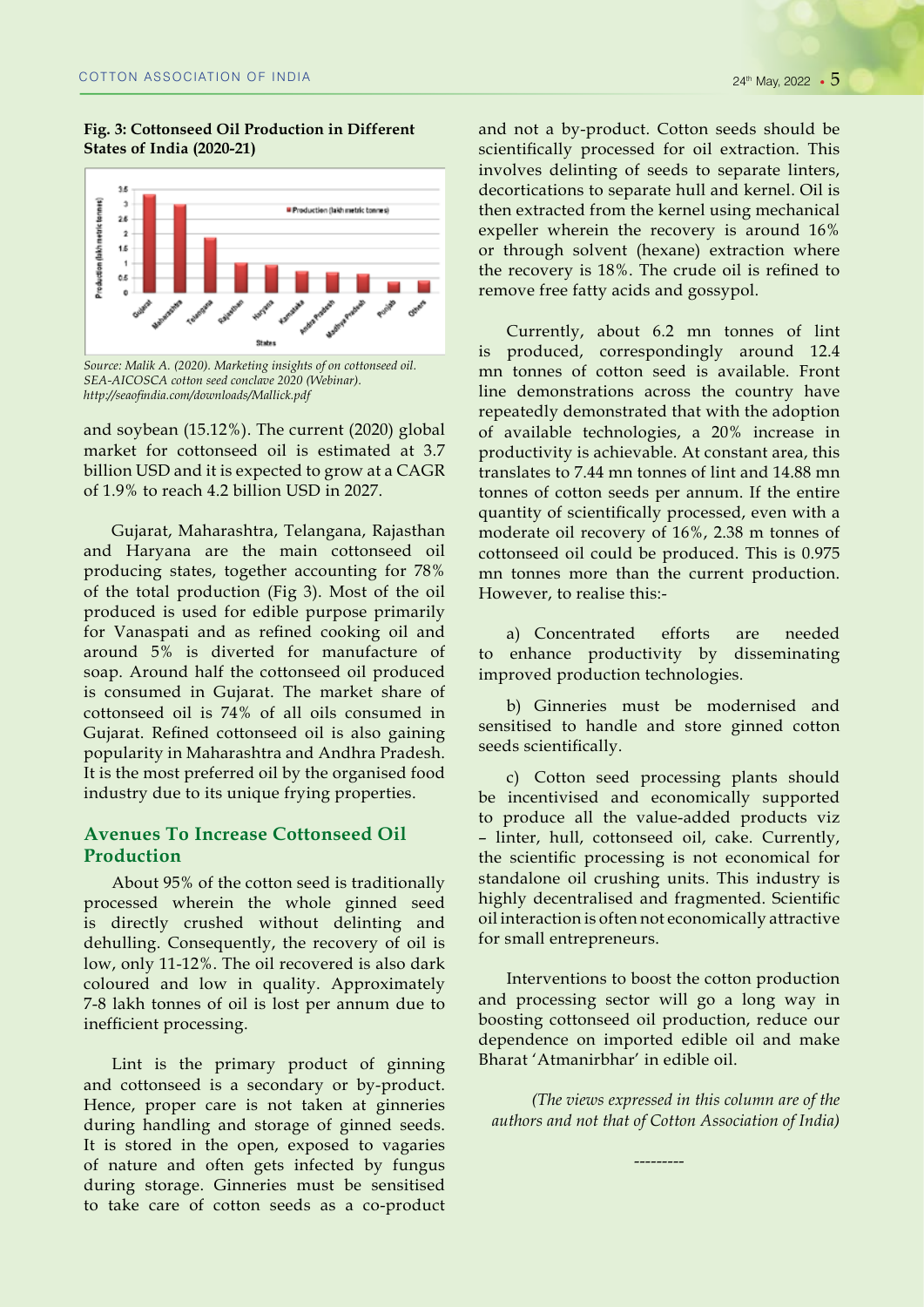**Fig. 3: Cottonseed Oil Production in Different States of India (2020-21)**

*Source: Malik A. (2020). Marketing insights of on cottonseed oil. SEA-AICOSCA cotton seed conclave 2020 (Webinar). http://seaofindia.com/downloads/Mallick.pdf*

and soybean (15.12%). The current (2020) global market for cottonseed oil is estimated at 3.7 billion USD and it is expected to grow at a CAGR of 1.9% to reach 4.2 billion USD in 2027.

Gujarat, Maharashtra, Telangana, Rajasthan and Haryana are the main cottonseed oil producing states, together accounting for 78% of the total production (Fig 3). Most of the oil produced is used for edible purpose primarily for Vanaspati and as refined cooking oil and around 5% is diverted for manufacture of soap. Around half the cottonseed oil produced is consumed in Gujarat. The market share of cottonseed oil is 74% of all oils consumed in Gujarat. Refined cottonseed oil is also gaining popularity in Maharashtra and Andhra Pradesh. It is the most preferred oil by the organised food industry due to its unique frying properties.

## Avenues To Increase Cottonseed Oil Production

About 95% of the cotton seed is traditionally processed wherein the whole ginned seed is directly crushed without delinting and dehulling. Consequently, the recovery of oil is low, only 11-12%. The oil recovered is also dark coloured and low in quality. Approximately 7-8 lakh tonnes of oil is lost per annum due to inefficient processing.

Lint is the primary product of ginning and cottonseed is a secondary or by-product. Hence, proper care is not taken at ginneries during handling and storage of ginned seeds. It is stored in the open, exposed to vagaries of nature and often gets infected by fungus during storage. Ginneries must be sensitised to take care of cotton seeds as a co-product and not a by-product. Cotton seeds should be scientifically processed for oil extraction. This involves delinting of seeds to separate linters, decortications to separate hull and kernel. Oil is then extracted from the kernel using mechanical expeller wherein the recovery is around 16% or through solvent (hexane) extraction where the recovery is 18%. The crude oil is refined to remove free fatty acids and gossypol.

Currently, about 6.2 mn tonnes of lint is produced, correspondingly around 12.4 mn tonnes of cotton seed is available. Front line demonstrations across the country have repeatedly demonstrated that with the adoption of available technologies, a 20% increase in productivity is achievable. At constant area, this translates to 7.44 mn tonnes of lint and 14.88 mn tonnes of cotton seeds per annum. If the entire quantity of scientifically processed, even with a moderate oil recovery of 16%, 2.38 m tonnes of cottonseed oil could be produced. This is 0.975 mn tonnes more than the current production. However, to realise this:-

a) Concentrated efforts are needed to enhance productivity by disseminating improved production technologies.

b) Ginneries must be modernised and sensitised to handle and store ginned cotton seeds scientifically.

c) Cotton seed processing plants should be incentivised and economically supported to produce all the value-added products viz – linter, hull, cottonseed oil, cake. Currently, the scientific processing is not economical for standalone oil crushing units. This industry is highly decentralised and fragmented. Scientific oil interaction is often not economically attractive for small entrepreneurs.

Interventions to boost the cotton production and processing sector will go a long way in boosting cottonseed oil production, reduce our dependence on imported edible oil and make Bharat 'Atmanirbhar' in edible oil.

*(The views expressed in this column are of the authors and not that of Cotton Association of India)*

---------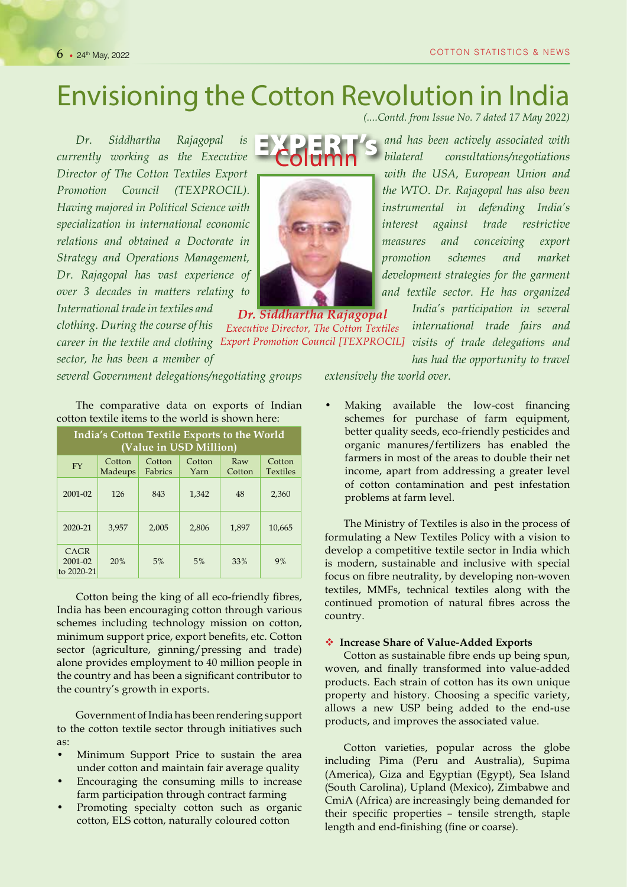# Envisioning the Cotton Revolution in India

*(....Contd. from Issue No. 7 dated 17 May 2022)*

EXPERT's Column

**Dr. Siddhartha Rajagopal**
*Executive Director, The Cotton Textiles Export Promotion Council [TEXPROCIL]*

*Dr. Siddhartha Rajagopal is currently working as the Executive Director of The Cotton Textiles Export Promotion Council (TEXPROCIL). Having majored in Political Science with specialization in international economic relations and obtained a Doctorate in Strategy and Operations Management, Dr. Rajagopal has vast experience of over 3 decades in matters relating to International trade in textiles and clothing. During the course of his career in the textile and clothing sector, he has been a member of several Government delegations/negotiating groups and has been actively associated with bilateral consultations/negotiations with the USA, European Union and the WTO. Dr. Rajagopal has also been instrumental in defending India's interest against trade restrictive measures and conceiving export promotion schemes and market development strategies for the garment and textile sector. He has organized India's participation in several international trade fairs and visits of trade delegations and has had the opportunity to travel extensively the world over.*

The comparative data on exports of Indian cotton textile items to the world is shown here:

| India's Cotton Textile Exports to the World (Value in USD Million) | | | | | |
|---|---|---|---|---|---|
| FY | Cotton Madeups | Cotton Fabrics | Cotton Yarn | Raw Cotton | Cotton Textiles |
| 2001-02 | 126 | 843 | 1,342 | 48 | 2,360 |
| 2020-21 | 3,957 | 2,005 | 2,806 | 1,897 | 10,665 |
| CAGR 2001-02 to 2020-21 | 20% | 5% | 5% | 33% | 9% |

Cotton being the king of all eco-friendly fibres, India has been encouraging cotton through various schemes including technology mission on cotton, minimum support price, export benefits, etc. Cotton sector (agriculture, ginning/pressing and trade) alone provides employment to 40 million people in the country and has been a significant contributor to the country's growth in exports.

Government of India has been rendering support to the cotton textile sector through initiatives such as:

- Minimum Support Price to sustain the area under cotton and maintain fair average quality
- Encouraging the consuming mills to increase farm participation through contract farming
- Promoting specialty cotton such as organic cotton, ELS cotton, naturally coloured cotton
- Making available the low-cost financing schemes for purchase of farm equipment, better quality seeds, eco-friendly pesticides and organic manures/fertilizers has enabled the farmers in most of the areas to double their net income, apart from addressing a greater level of cotton contamination and pest infestation problems at farm level.

The Ministry of Textiles is also in the process of formulating a New Textiles Policy with a vision to develop a competitive textile sector in India which is modern, sustainable and inclusive with special focus on fibre neutrality, by developing non-woven textiles, MMFs, technical textiles along with the continued promotion of natural fibres across the country.

### ❖ Increase Share of Value-Added Exports

Cotton as sustainable fibre ends up being spun, woven, and finally transformed into value-added products. Each strain of cotton has its own unique property and history. Choosing a specific variety, allows a new USP being added to the end-use products, and improves the associated value.

Cotton varieties, popular across the globe including Pima (Peru and Australia), Supima (America), Giza and Egyptian (Egypt), Sea Island (South Carolina), Upland (Mexico), Zimbabwe and CmiA (Africa) are increasingly being demanded for their specific properties – tensile strength, staple length and end-finishing (fine or coarse).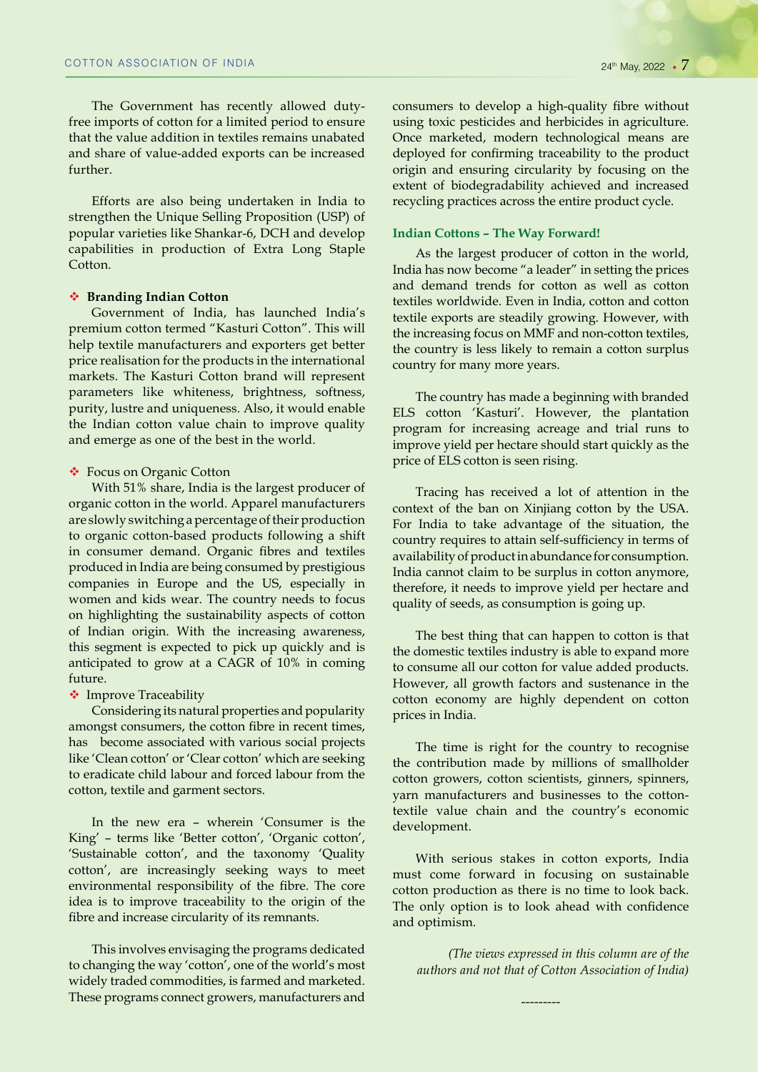The Government has recently allowed duty-free imports of cotton for a limited period to ensure that the value addition in textiles remains unabated and share of value-added exports can be increased further.

Efforts are also being undertaken in India to strengthen the Unique Selling Proposition (USP) of popular varieties like Shankar-6, DCH and develop capabilities in production of Extra Long Staple Cotton.

### ❖ Branding Indian Cotton

Government of India, has launched India's premium cotton termed "Kasturi Cotton". This will help textile manufacturers and exporters get better price realisation for the products in the international markets. The Kasturi Cotton brand will represent parameters like whiteness, brightness, softness, purity, lustre and uniqueness. Also, it would enable the Indian cotton value chain to improve quality and emerge as one of the best in the world.

### ❖ Focus on Organic Cotton

With 51% share, India is the largest producer of organic cotton in the world. Apparel manufacturers are slowly switching a percentage of their production to organic cotton-based products following a shift in consumer demand. Organic fibres and textiles produced in India are being consumed by prestigious companies in Europe and the US, especially in women and kids wear. The country needs to focus on highlighting the sustainability aspects of cotton of Indian origin. With the increasing awareness, this segment is expected to pick up quickly and is anticipated to grow at a CAGR of 10% in coming future.

### ❖ Improve Traceability

Considering its natural properties and popularity amongst consumers, the cotton fibre in recent times, has become associated with various social projects like 'Clean cotton' or 'Clear cotton' which are seeking to eradicate child labour and forced labour from the cotton, textile and garment sectors.

In the new era – wherein 'Consumer is the King' – terms like 'Better cotton', 'Organic cotton', 'Sustainable cotton', and the taxonomy 'Quality cotton', are increasingly seeking ways to meet environmental responsibility of the fibre. The core idea is to improve traceability to the origin of the fibre and increase circularity of its remnants.

This involves envisaging the programs dedicated to changing the way 'cotton', one of the world's most widely traded commodities, is farmed and marketed. These programs connect growers, manufacturers and consumers to develop a high-quality fibre without using toxic pesticides and herbicides in agriculture. Once marketed, modern technological means are deployed for confirming traceability to the product origin and ensuring circularity by focusing on the extent of biodegradability achieved and increased recycling practices across the entire product cycle.

## Indian Cottons – The Way Forward!

As the largest producer of cotton in the world, India has now become "a leader" in setting the prices and demand trends for cotton as well as cotton textiles worldwide. Even in India, cotton and cotton textile exports are steadily growing. However, with the increasing focus on MMF and non-cotton textiles, the country is less likely to remain a cotton surplus country for many more years.

The country has made a beginning with branded ELS cotton 'Kasturi'. However, the plantation program for increasing acreage and trial runs to improve yield per hectare should start quickly as the price of ELS cotton is seen rising.

Tracing has received a lot of attention in the context of the ban on Xinjiang cotton by the USA. For India to take advantage of the situation, the country requires to attain self-sufficiency in terms of availability of product in abundance for consumption. India cannot claim to be surplus in cotton anymore, therefore, it needs to improve yield per hectare and quality of seeds, as consumption is going up.

The best thing that can happen to cotton is that the domestic textiles industry is able to expand more to consume all our cotton for value added products. However, all growth factors and sustenance in the cotton economy are highly dependent on cotton prices in India.

The time is right for the country to recognise the contribution made by millions of smallholder cotton growers, cotton scientists, ginners, spinners, yarn manufacturers and businesses to the cotton-textile value chain and the country's economic development.

With serious stakes in cotton exports, India must come forward in focusing on sustainable cotton production as there is no time to look back. The only option is to look ahead with confidence and optimism.

*(The views expressed in this column are of the authors and not that of Cotton Association of India)*

---------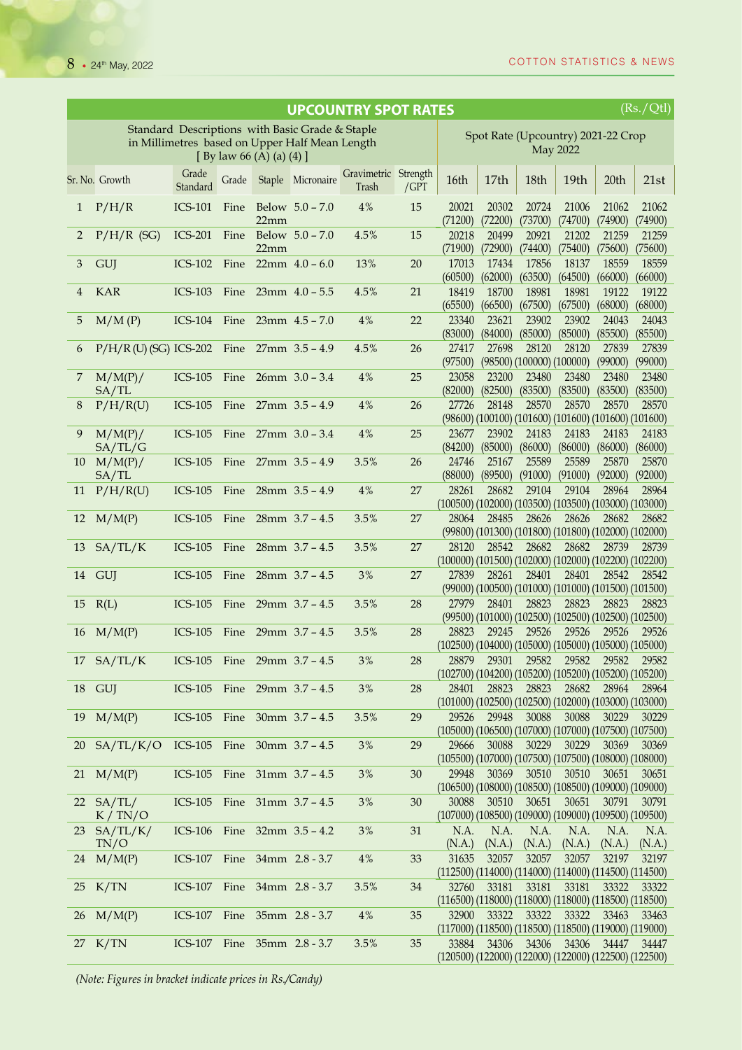## UPCOUNTRY SPOT RATES

(Rs./Qtl)

| Standard Descriptions with Basic Grade & Staple in Millimetres based on Upper Half Mean Length [ By law 66 (A) (a) (4) ] | | | | | | | | | Spot Rate (Upcountry) 2021-22 Crop May 2022 | | | | | |
|---|---|---|---|---|---|---|---|---|---|---|---|---|---|---|
| Sr. No. | Growth | Grade Standard | Grade | Staple | Micronaire | Gravimetric Trash | Strength /GPT | 16th | 17th | 18th | 19th | 20th | 21st |
| 1 | P/H/R | ICS-101 | Fine | Below 22mm | 5.0 – 7.0 | 4% | 15 | 20021 (71200) | 20302 (72200) | 20724 (73700) | 21006 (74700) | 21062 (74900) | 21062 (74900) |
| 2 | P/H/R (SG) | ICS-201 | Fine | Below 22mm | 5.0 – 7.0 | 4.5% | 15 | 20218 (71900) | 20499 (72900) | 20921 (74400) | 21202 (75400) | 21259 (75600) | 21259 (75600) |
| 3 | GUJ | ICS-102 | Fine | 22mm | 4.0 – 6.0 | 13% | 20 | 17013 (60500) | 17434 (62000) | 17856 (63500) | 18137 (64500) | 18559 (66000) | 18559 (66000) |
| 4 | KAR | ICS-103 | Fine | 23mm | 4.0 – 5.5 | 4.5% | 21 | 18419 (65500) | 18700 (66500) | 18981 (67500) | 18981 (67500) | 19122 (68000) | 19122 (68000) |
| 5 | M/M (P) | ICS-104 | Fine | 23mm | 4.5 – 7.0 | 4% | 22 | 23340 (83000) | 23621 (84000) | 23902 (85000) | 23902 (85000) | 24043 (85500) | 24043 (85500) |
| 6 | P/H/R (U) (SG) | ICS-202 | Fine | 27mm | 3.5 – 4.9 | 4.5% | 26 | 27417 (97500) | 27698 (98500) | 28120 (100000) | 28120 (100000) | 27839 (99000) | 27839 (99000) |
| 7 | M/M(P)/ SA/TL | ICS-105 | Fine | 26mm | 3.0 – 3.4 | 4% | 25 | 23058 (82000) | 23200 (82500) | 23480 (83500) | 23480 (83500) | 23480 (83500) | 23480 (83500) |
| 8 | P/H/R(U) | ICS-105 | Fine | 27mm | 3.5 – 4.9 | 4% | 26 | 27726 (98600) | 28148 (100100) | 28570 (101600) | 28570 (101600) | 28570 (101600) | 28570 (101600) |
| 9 | M/M(P)/ SA/TL/G | ICS-105 | Fine | 27mm | 3.0 – 3.4 | 4% | 25 | 23677 (84200) | 23902 (85000) | 24183 (86000) | 24183 (86000) | 24183 (86000) | 24183 (86000) |
| 10 | M/M(P)/ SA/TL | ICS-105 | Fine | 27mm | 3.5 – 4.9 | 3.5% | 26 | 24746 (88000) | 25167 (89500) | 25589 (91000) | 25589 (91000) | 25870 (92000) | 25870 (92000) |
| 11 | P/H/R(U) | ICS-105 | Fine | 28mm | 3.5 – 4.9 | 4% | 27 | 28261 (100500) | 28682 (102000) | 29104 (103500) | 29104 (103500) | 28964 (103000) | 28964 (103000) |
| 12 | M/M(P) | ICS-105 | Fine | 28mm | 3.7 – 4.5 | 3.5% | 27 | 28064 (99800) | 28485 (101300) | 28626 (101800) | 28626 (101800) | 28682 (102000) | 28682 (102000) |
| 13 | SA/TL/K | ICS-105 | Fine | 28mm | 3.7 – 4.5 | 3.5% | 27 | 28120 (100000) | 28542 (101500) | 28682 (102000) | 28682 (102000) | 28739 (102200) | 28739 (102200) |
| 14 | GUJ | ICS-105 | Fine | 28mm | 3.7 – 4.5 | 3% | 27 | 27839 (99000) | 28261 (100500) | 28401 (101000) | 28401 (101000) | 28542 (101500) | 28542 (101500) |
| 15 | R(L) | ICS-105 | Fine | 29mm | 3.7 – 4.5 | 3.5% | 28 | 27979 (99500) | 28401 (101000) | 28823 (102500) | 28823 (102500) | 28823 (102500) | 28823 (102500) |
| 16 | M/M(P) | ICS-105 | Fine | 29mm | 3.7 – 4.5 | 3.5% | 28 | 28823 (102500) | 29245 (104000) | 29526 (105000) | 29526 (105000) | 29526 (105000) | 29526 (105000) |
| 17 | SA/TL/K | ICS-105 | Fine | 29mm | 3.7 – 4.5 | 3% | 28 | 28879 (102700) | 29301 (104200) | 29582 (105200) | 29582 (105200) | 29582 (105200) | 29582 (105200) |
| 18 | GUJ | ICS-105 | Fine | 29mm | 3.7 – 4.5 | 3% | 28 | 28401 (101000) | 28823 (102500) | 28823 (102500) | 28682 (102000) | 28964 (103000) | 28964 (103000) |
| 19 | M/M(P) | ICS-105 | Fine | 30mm | 3.7 – 4.5 | 3.5% | 29 | 29526 (105000) | 29948 (106500) | 30088 (107000) | 30088 (107000) | 30229 (107500) | 30229 (107500) |
| 20 | SA/TL/K/O | ICS-105 | Fine | 30mm | 3.7 – 4.5 | 3% | 29 | 29666 (105500) | 30088 (107000) | 30229 (107500) | 30229 (107500) | 30369 (108000) | 30369 (108000) |
| 21 | M/M(P) | ICS-105 | Fine | 31mm | 3.7 – 4.5 | 3% | 30 | 29948 (106500) | 30369 (108000) | 30510 (108500) | 30510 (108500) | 30651 (109000) | 30651 (109000) |
| 22 | SA/TL/ K / TN/O | ICS-105 | Fine | 31mm | 3.7 – 4.5 | 3% | 30 | 30088 (107000) | 30510 (108500) | 30651 (109000) | 30651 (109000) | 30791 (109500) | 30791 (109500) |
| 23 | SA/TL/K/ TN/O | ICS-106 | Fine | 32mm | 3.5 – 4.2 | 3% | 31 | N.A. (N.A.) | N.A. (N.A.) | N.A. (N.A.) | N.A. (N.A.) | N.A. (N.A.) | N.A. (N.A.) |
| 24 | M/M(P) | ICS-107 | Fine | 34mm | 2.8 - 3.7 | 4% | 33 | 31635 (112500) | 32057 (114000) | 32057 (114000) | 32057 (114000) | 32197 (114500) | 32197 (114500) |
| 25 | K/TN | ICS-107 | Fine | 34mm | 2.8 - 3.7 | 3.5% | 34 | 32760 (116500) | 33181 (118000) | 33181 (118000) | 33181 (118000) | 33322 (118500) | 33322 (118500) |
| 26 | M/M(P) | ICS-107 | Fine | 35mm | 2.8 - 3.7 | 4% | 35 | 32900 (117000) | 33322 (118500) | 33322 (118500) | 33322 (118500) | 33463 (119000) | 33463 (119000) |
| 27 | K/TN | ICS-107 | Fine | 35mm | 2.8 - 3.7 | 3.5% | 35 | 33884 (120500) | 34306 (122000) | 34306 (122000) | 34306 (122000) | 34447 (122500) | 34447 (122500) |

*(Note: Figures in bracket indicate prices in Rs./Candy)*